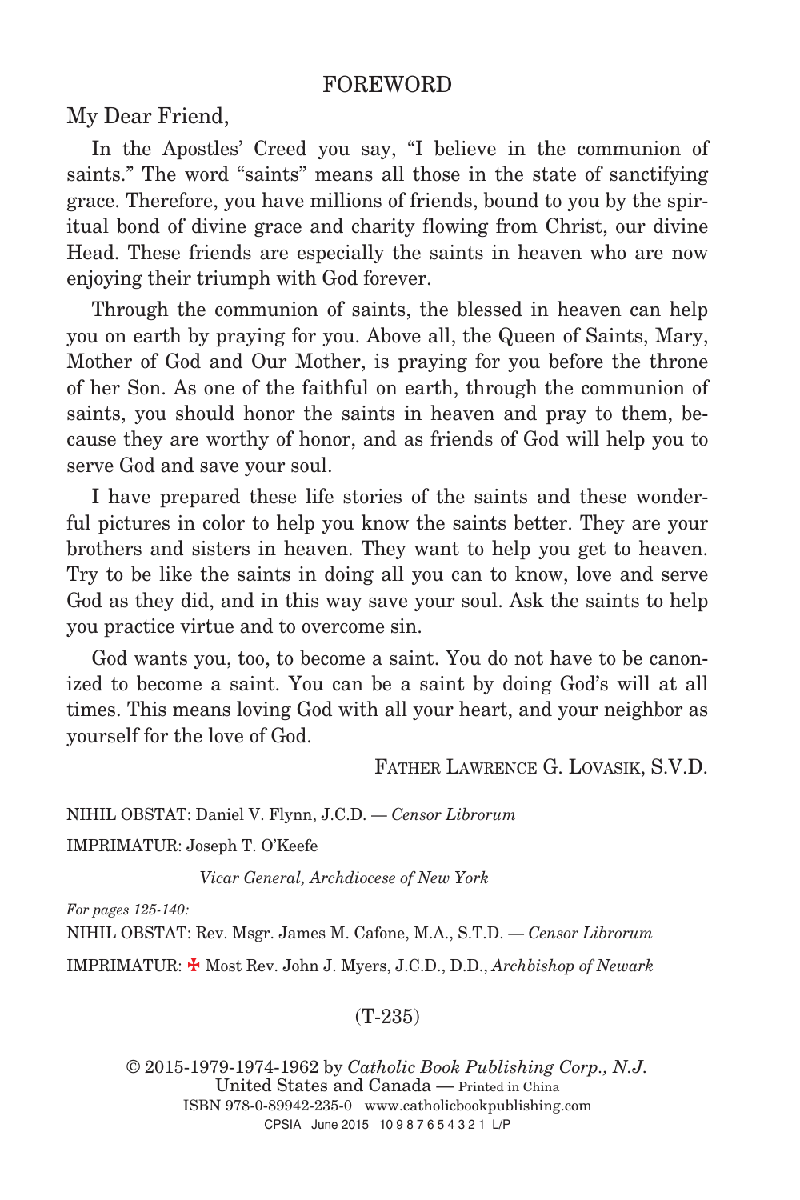# FOREWORD

My Dear Friend,

In the Apostles' Creed you say, "I believe in the communion of saints." The word "saints" means all those in the state of sanctifying grace. Therefore, you have millions of friends, bound to you by the spiritual bond of divine grace and charity flowing from Christ, our divine Head. These friends are especially the saints in heaven who are now enjoying their triumph with God forever.

Through the communion of saints, the blessed in heaven can help you on earth by praying for you. Above all, the Queen of Saints, Mary, Mother of God and Our Mother, is praying for you before the throne of her Son. As one of the faithful on earth, through the communion of saints, you should honor the saints in heaven and pray to them, because they are worthy of honor, and as friends of God will help you to serve God and save your soul.

I have prepared these life stories of the saints and these wonderful pictures in color to help you know the saints better. They are your brothers and sisters in heaven. They want to help you get to heaven. Try to be like the saints in doing all you can to know, love and serve God as they did, and in this way save your soul. Ask the saints to help you practice virtue and to overcome sin.

God wants you, too, to become a saint. You do not have to be canonized to become a saint. You can be a saint by doing God's will at all times. This means loving God with all your heart, and your neighbor as yourself for the love of God.

FATHER LAWRENCE G. LOVASIK, S.V.D.

NIHIL OBSTAT: Daniel V. Flynn, J.C.D. — *Censor Librorum*

IMPRIMATUR: Joseph T. O'Keefe

*Vicar General, Archdiocese of New York*

*For pages 125-140:*

NIHIL OBSTAT: Rev. Msgr. James M. Cafone, M.A., S.T.D. — *Censor Librorum*

IMPRIMATUR: ✠ Most Rev. John J. Myers, J.C.D., D.D., *Archbishop of Newark*

(T-235)

© 2015-1979-1974-1962 by *Catholic Book Publishing Corp., N.J.*
United States and Canada — Printed in China
ISBN 978-0-89942-235-0 www.catholicbookpublishing.com
CPSIA June 2015 10 9 8 7 6 5 4 3 2 1 L/P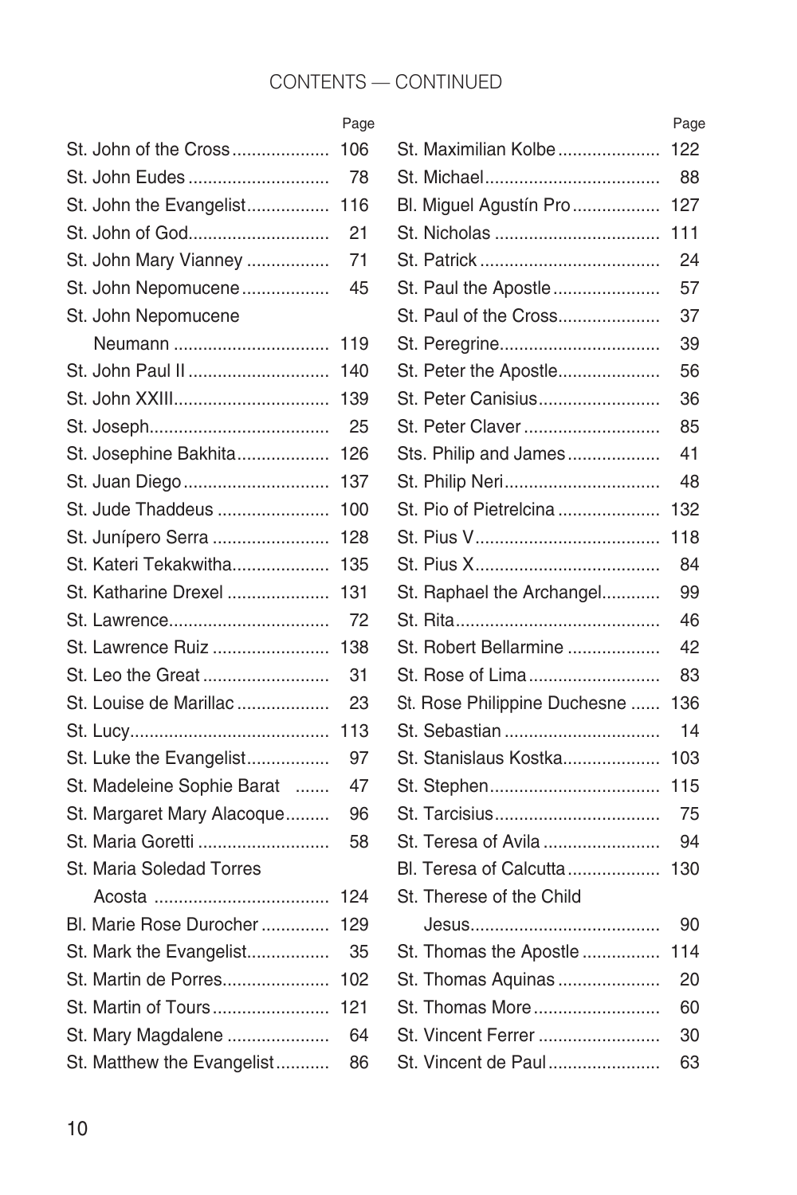## CONTENTS — CONTINUED

| | Page |
|---|---|
| St. John of the Cross | 106 |
| St. John Eudes | 78 |
| St. John the Evangelist | 116 |
| St. John of God | 21 |
| St. John Mary Vianney | 71 |
| St. John Nepomucene | 45 |
| St. John Nepomucene Neumann | 119 |
| St. John Paul II | 140 |
| St. John XXIII | 139 |
| St. Joseph | 25 |
| St. Josephine Bakhita | 126 |
| St. Juan Diego | 137 |
| St. Jude Thaddeus | 100 |
| St. Junípero Serra | 128 |
| St. Kateri Tekakwitha | 135 |
| St. Katharine Drexel | 131 |
| St. Lawrence | 72 |
| St. Lawrence Ruiz | 138 |
| St. Leo the Great | 31 |
| St. Louise de Marillac | 23 |
| St. Lucy | 113 |
| St. Luke the Evangelist | 97 |
| St. Madeleine Sophie Barat | 47 |
| St. Margaret Mary Alacoque | 96 |
| St. Maria Goretti | 58 |
| St. Maria Soledad Torres Acosta | 124 |
| Bl. Marie Rose Durocher | 129 |
| St. Mark the Evangelist | 35 |
| St. Martin de Porres | 102 |
| St. Martin of Tours | 121 |
| St. Mary Magdalene | 64 |
| St. Matthew the Evangelist | 86 |
| St. Maximilian Kolbe | 122 |
| St. Michael | 88 |
| Bl. Miguel Agustín Pro | 127 |
| St. Nicholas | 111 |
| St. Patrick | 24 |
| St. Paul the Apostle | 57 |
| St. Paul of the Cross | 37 |
| St. Peregrine | 39 |
| St. Peter the Apostle | 56 |
| St. Peter Canisius | 36 |
| St. Peter Claver | 85 |
| Sts. Philip and James | 41 |
| St. Philip Neri | 48 |
| St. Pio of Pietrelcina | 132 |
| St. Pius V | 118 |
| St. Pius X | 84 |
| St. Raphael the Archangel | 99 |
| St. Rita | 46 |
| St. Robert Bellarmine | 42 |
| St. Rose of Lima | 83 |
| St. Rose Philippine Duchesne | 136 |
| St. Sebastian | 14 |
| St. Stanislaus Kostka | 103 |
| St. Stephen | 115 |
| St. Tarcisius | 75 |
| St. Teresa of Avila | 94 |
| Bl. Teresa of Calcutta | 130 |
| St. Therese of the Child Jesus | 90 |
| St. Thomas the Apostle | 114 |
| St. Thomas Aquinas | 20 |
| St. Thomas More | 60 |
| St. Vincent Ferrer | 30 |
| St. Vincent de Paul | 63 |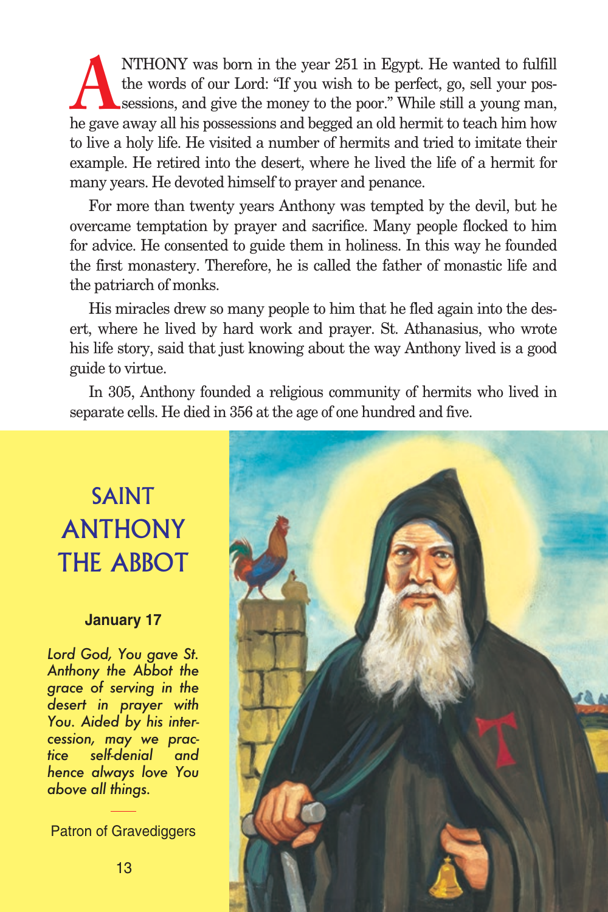ANTHONY was born in the year 251 in Egypt. He wanted to fulfill the words of our Lord: "If you wish to be perfect, go, sell your possessions, and give the money to the poor." While still a young man, he gave away all his possessions and begged an old hermit to teach him how to live a holy life. He visited a number of hermits and tried to imitate their example. He retired into the desert, where he lived the life of a hermit for many years. He devoted himself to prayer and penance.

For more than twenty years Anthony was tempted by the devil, but he overcame temptation by prayer and sacrifice. Many people flocked to him for advice. He consented to guide them in holiness. In this way he founded the first monastery. Therefore, he is called the father of monastic life and the patriarch of monks.

His miracles drew so many people to him that he fled again into the desert, where he lived by hard work and prayer. St. Athanasius, who wrote his life story, said that just knowing about the way Anthony lived is a good guide to virtue.

In 305, Anthony founded a religious community of hermits who lived in separate cells. He died in 356 at the age of one hundred and five.

# SAINT ANTHONY THE ABBOT

**January 17**

*Lord God, You gave St. Anthony the Abbot the grace of serving in the desert in prayer with You. Aided by his intercession, may we practice self-denial and hence always love You above all things.*

Patron of Gravediggers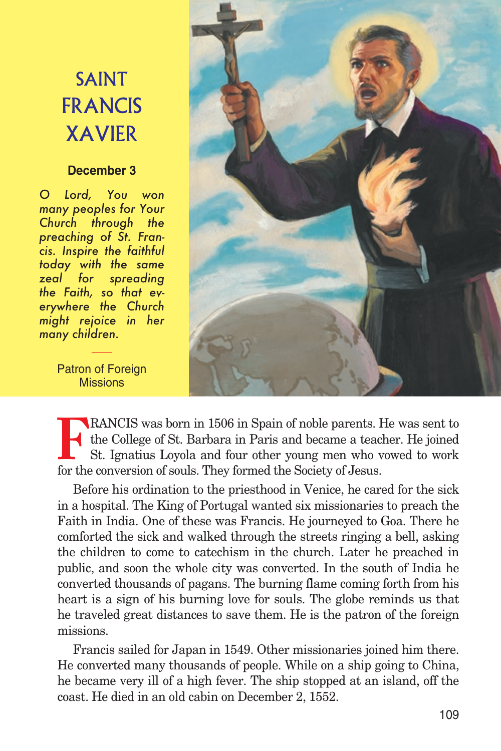# SAINT FRANCIS XAVIER

**December 3**

*O Lord, You won many peoples for Your Church through the preaching of St. Francis. Inspire the faithful today with the same zeal for spreading the Faith, so that everywhere the Church might rejoice in her many children.*

Patron of Foreign Missions

FRANCIS was born in 1506 in Spain of noble parents. He was sent to the College of St. Barbara in Paris and became a teacher. He joined St. Ignatius Loyola and four other young men who vowed to work for the conversion of souls. They formed the Society of Jesus.

Before his ordination to the priesthood in Venice, he cared for the sick in a hospital. The King of Portugal wanted six missionaries to preach the Faith in India. One of these was Francis. He journeyed to Goa. There he comforted the sick and walked through the streets ringing a bell, asking the children to come to catechism in the church. Later he preached in public, and soon the whole city was converted. In the south of India he converted thousands of pagans. The burning flame coming forth from his heart is a sign of his burning love for souls. The globe reminds us that he traveled great distances to save them. He is the patron of the foreign missions.

Francis sailed for Japan in 1549. Other missionaries joined him there. He converted many thousands of people. While on a ship going to China, he became very ill of a high fever. The ship stopped at an island, off the coast. He died in an old cabin on December 2, 1552.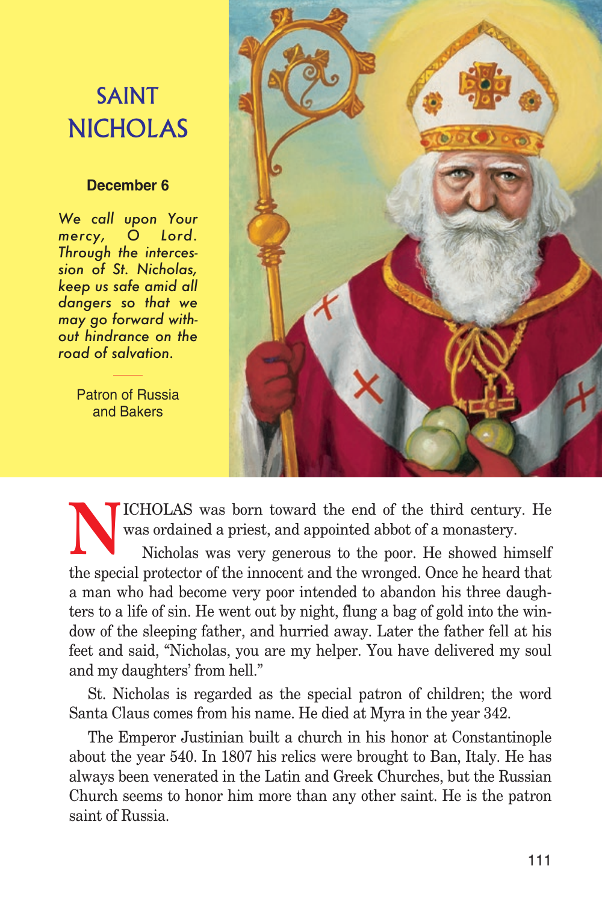# SAINT NICHOLAS

**December 6**

*We call upon Your mercy, O Lord. Through the intercession of St. Nicholas, keep us safe amid all dangers so that we may go forward without hindrance on the road of salvation.*

Patron of Russia and Bakers

NICHOLAS was born toward the end of the third century. He was ordained a priest, and appointed abbot of a monastery.

Nicholas was very generous to the poor. He showed himself the special protector of the innocent and the wronged. Once he heard that a man who had become very poor intended to abandon his three daughters to a life of sin. He went out by night, flung a bag of gold into the window of the sleeping father, and hurried away. Later the father fell at his feet and said, "Nicholas, you are my helper. You have delivered my soul and my daughters' from hell."

St. Nicholas is regarded as the special patron of children; the word Santa Claus comes from his name. He died at Myra in the year 342.

The Emperor Justinian built a church in his honor at Constantinople about the year 540. In 1807 his relics were brought to Ban, Italy. He has always been venerated in the Latin and Greek Churches, but the Russian Church seems to honor him more than any other saint. He is the patron saint of Russia.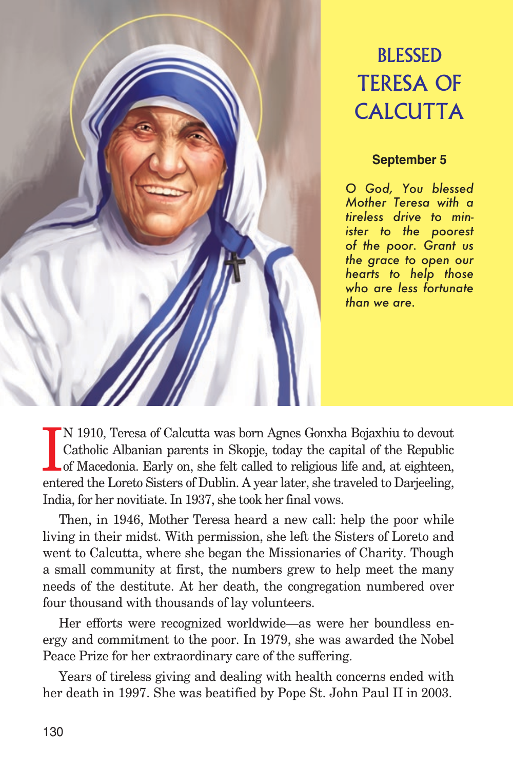# BLESSED TERESA OF CALCUTTA

**September 5**

*O God, You blessed Mother Teresa with a tireless drive to minister to the poorest of the poor. Grant us the grace to open our hearts to help those who are less fortunate than we are.*

IN 1910, Teresa of Calcutta was born Agnes Gonxha Bojaxhiu to devout Catholic Albanian parents in Skopje, today the capital of the Republic of Macedonia. Early on, she felt called to religious life and, at eighteen, entered the Loreto Sisters of Dublin. A year later, she traveled to Darjeeling, India, for her novitiate. In 1937, she took her final vows.

Then, in 1946, Mother Teresa heard a new call: help the poor while living in their midst. With permission, she left the Sisters of Loreto and went to Calcutta, where she began the Missionaries of Charity. Though a small community at first, the numbers grew to help meet the many needs of the destitute. At her death, the congregation numbered over four thousand with thousands of lay volunteers.

Her efforts were recognized worldwide—as were her boundless energy and commitment to the poor. In 1979, she was awarded the Nobel Peace Prize for her extraordinary care of the suffering.

Years of tireless giving and dealing with health concerns ended with her death in 1997. She was beatified by Pope St. John Paul II in 2003.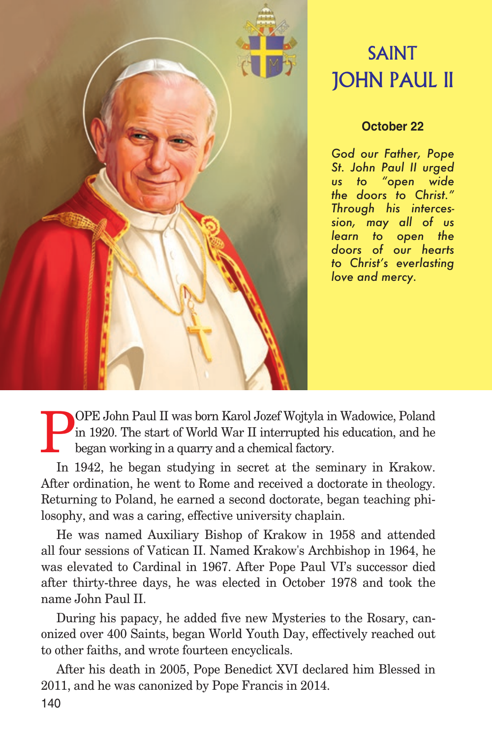# SAINT JOHN PAUL II

**October 22**

*God our Father, Pope St. John Paul II urged us to "open wide the doors to Christ." Through his intercession, may all of us learn to open the doors of our hearts to Christ's everlasting love and mercy.*

POPE John Paul II was born Karol Jozef Wojtyla in Wadowice, Poland in 1920. The start of World War II interrupted his education, and he began working in a quarry and a chemical factory.

In 1942, he began studying in secret at the seminary in Krakow. After ordination, he went to Rome and received a doctorate in theology. Returning to Poland, he earned a second doctorate, began teaching philosophy, and was a caring, effective university chaplain.

He was named Auxiliary Bishop of Krakow in 1958 and attended all four sessions of Vatican II. Named Krakow's Archbishop in 1964, he was elevated to Cardinal in 1967. After Pope Paul VI's successor died after thirty-three days, he was elected in October 1978 and took the name John Paul II.

During his papacy, he added five new Mysteries to the Rosary, canonized over 400 Saints, began World Youth Day, effectively reached out to other faiths, and wrote fourteen encyclicals.

After his death in 2005, Pope Benedict XVI declared him Blessed in 2011, and he was canonized by Pope Francis in 2014.